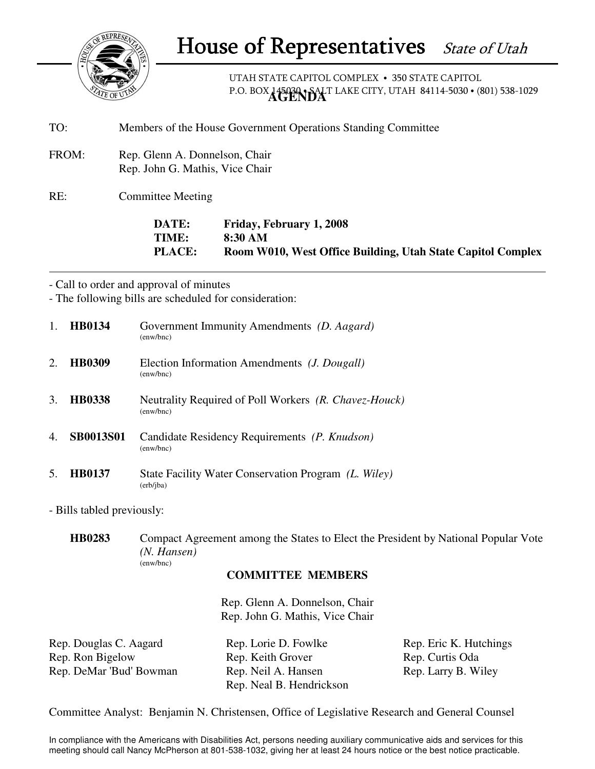# House of Representatives *State of Utah*

UTAH STATE CAPITOL COMPLEX • 350 STATE CAPITOL
P.O. BOX 145030 • SALT LAKE CITY, UTAH 84114-5030 • (801) 538-1029

**AGENDA**

TO: Members of the House Government Operations Standing Committee

FROM: Rep. Glenn A. Donnelson, Chair
Rep. John G. Mathis, Vice Chair

RE: Committee Meeting

**DATE: Friday, February 1, 2008**
**TIME: 8:30 AM**
**PLACE: Room W010, West Office Building, Utah State Capitol Complex**

---

- Call to order and approval of minutes
- The following bills are scheduled for consideration:

1. **HB0134** Government Immunity Amendments *(D. Aagard)*
   (enw/bnc)
2. **HB0309** Election Information Amendments *(J. Dougall)*
   (enw/bnc)
3. **HB0338** Neutrality Required of Poll Workers *(R. Chavez-Houck)*
   (enw/bnc)
4. **SB0013S01** Candidate Residency Requirements *(P. Knudson)*
   (enw/bnc)
5. **HB0137** State Facility Water Conservation Program *(L. Wiley)*
   (erb/jba)

- Bills tabled previously:

**HB0283** Compact Agreement among the States to Elect the President by National Popular Vote *(N. Hansen)*
(enw/bnc)

**COMMITTEE MEMBERS**

Rep. Glenn A. Donnelson, Chair
Rep. John G. Mathis, Vice Chair

Rep. Douglas C. Aagard
Rep. Ron Bigelow
Rep. DeMar 'Bud' Bowman
Rep. Lorie D. Fowlke
Rep. Keith Grover
Rep. Neil A. Hansen
Rep. Neal B. Hendrickson
Rep. Eric K. Hutchings
Rep. Curtis Oda
Rep. Larry B. Wiley

Committee Analyst: Benjamin N. Christensen, Office of Legislative Research and General Counsel

In compliance with the Americans with Disabilities Act, persons needing auxiliary communicative aids and services for this meeting should call Nancy McPherson at 801-538-1032, giving her at least 24 hours notice or the best notice practicable.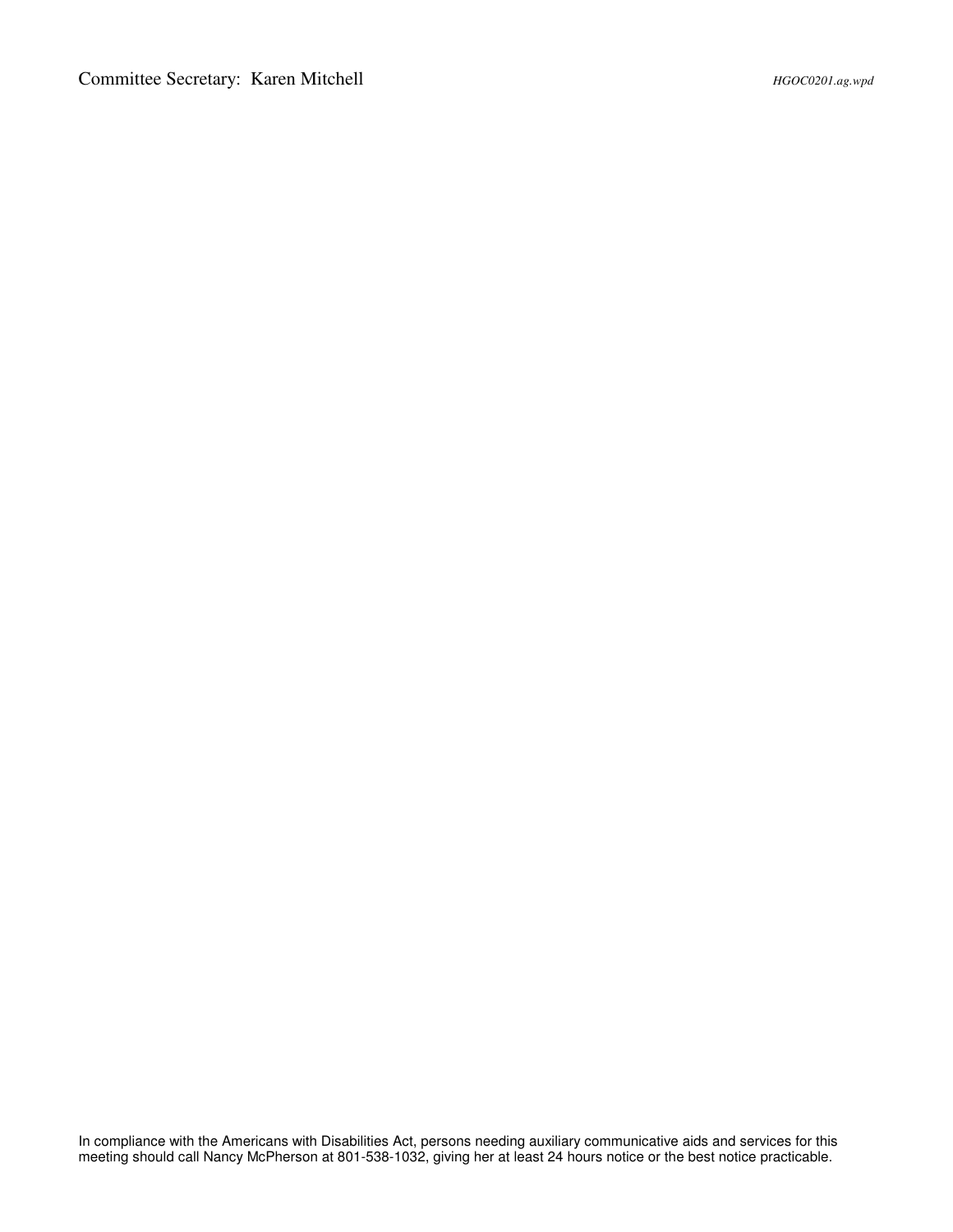Committee Secretary: Karen Mitchell *HGOC0201.ag.wpd*

In compliance with the Americans with Disabilities Act, persons needing auxiliary communicative aids and services for this meeting should call Nancy McPherson at 801-538-1032, giving her at least 24 hours notice or the best notice practicable.